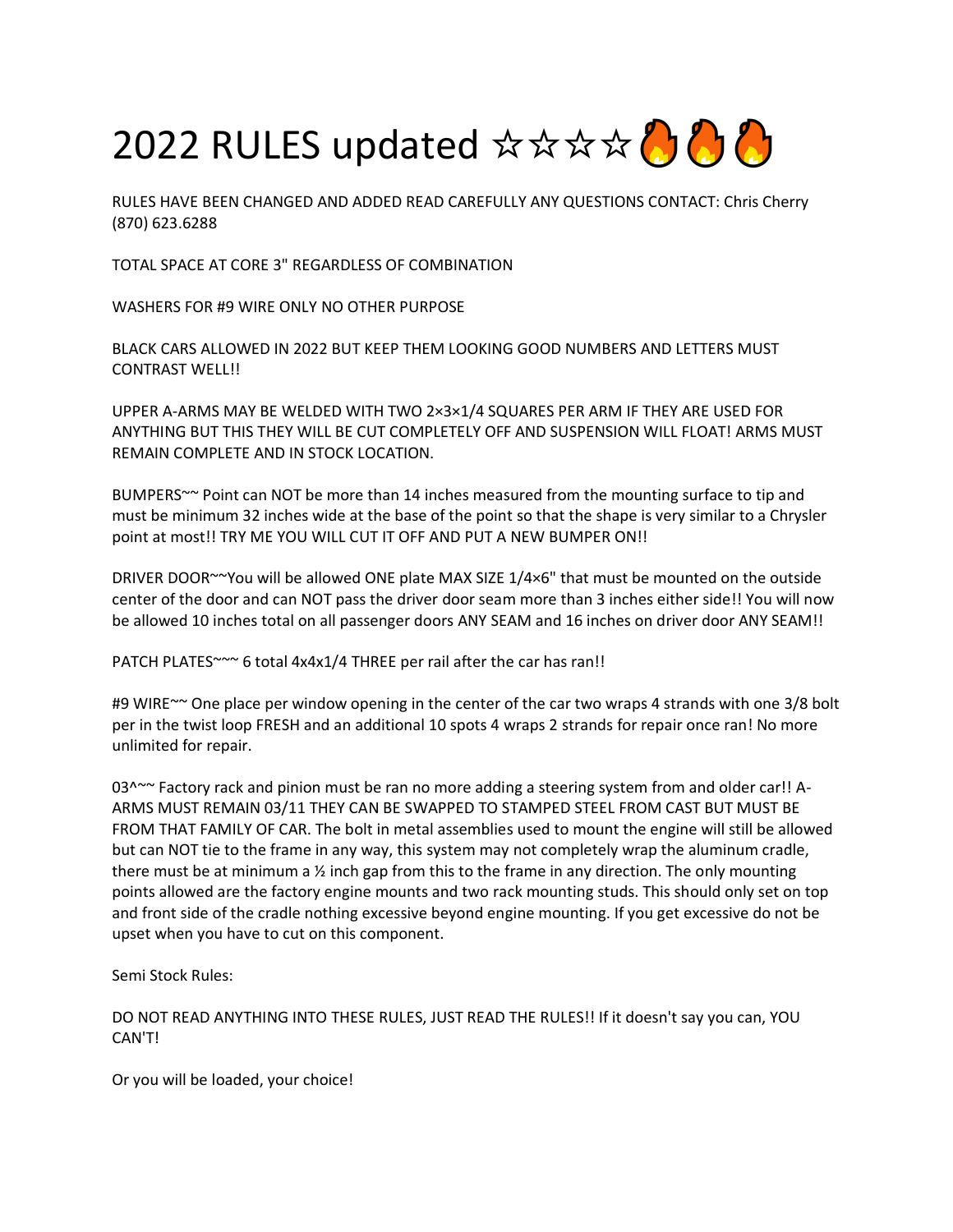# 2022 RULES updated ☆☆☆☆🔥🔥🔥

RULES HAVE BEEN CHANGED AND ADDED READ CAREFULLY ANY QUESTIONS CONTACT: Chris Cherry (870) 623.6288

TOTAL SPACE AT CORE 3" REGARDLESS OF COMBINATION

WASHERS FOR #9 WIRE ONLY NO OTHER PURPOSE

BLACK CARS ALLOWED IN 2022 BUT KEEP THEM LOOKING GOOD NUMBERS AND LETTERS MUST CONTRAST WELL!!

UPPER A-ARMS MAY BE WELDED WITH TWO 2×3×1/4 SQUARES PER ARM IF THEY ARE USED FOR ANYTHING BUT THIS THEY WILL BE CUT COMPLETELY OFF AND SUSPENSION WILL FLOAT! ARMS MUST REMAIN COMPLETE AND IN STOCK LOCATION.

BUMPERS~~ Point can NOT be more than 14 inches measured from the mounting surface to tip and must be minimum 32 inches wide at the base of the point so that the shape is very similar to a Chrysler point at most!! TRY ME YOU WILL CUT IT OFF AND PUT A NEW BUMPER ON!!

DRIVER DOOR~~You will be allowed ONE plate MAX SIZE 1/4×6" that must be mounted on the outside center of the door and can NOT pass the driver door seam more than 3 inches either side!! You will now be allowed 10 inches total on all passenger doors ANY SEAM and 16 inches on driver door ANY SEAM!!

PATCH PLATES~~~ 6 total 4x4x1/4 THREE per rail after the car has ran!!

#9 WIRE~~ One place per window opening in the center of the car two wraps 4 strands with one 3/8 bolt per in the twist loop FRESH and an additional 10 spots 4 wraps 2 strands for repair once ran! No more unlimited for repair.

03^~~ Factory rack and pinion must be ran no more adding a steering system from and older car!! A-ARMS MUST REMAIN 03/11 THEY CAN BE SWAPPED TO STAMPED STEEL FROM CAST BUT MUST BE FROM THAT FAMILY OF CAR. The bolt in metal assemblies used to mount the engine will still be allowed but can NOT tie to the frame in any way, this system may not completely wrap the aluminum cradle, there must be at minimum a ½ inch gap from this to the frame in any direction. The only mounting points allowed are the factory engine mounts and two rack mounting studs. This should only set on top and front side of the cradle nothing excessive beyond engine mounting. If you get excessive do not be upset when you have to cut on this component.

Semi Stock Rules:

DO NOT READ ANYTHING INTO THESE RULES, JUST READ THE RULES!! If it doesn't say you can, YOU CAN'T!

Or you will be loaded, your choice!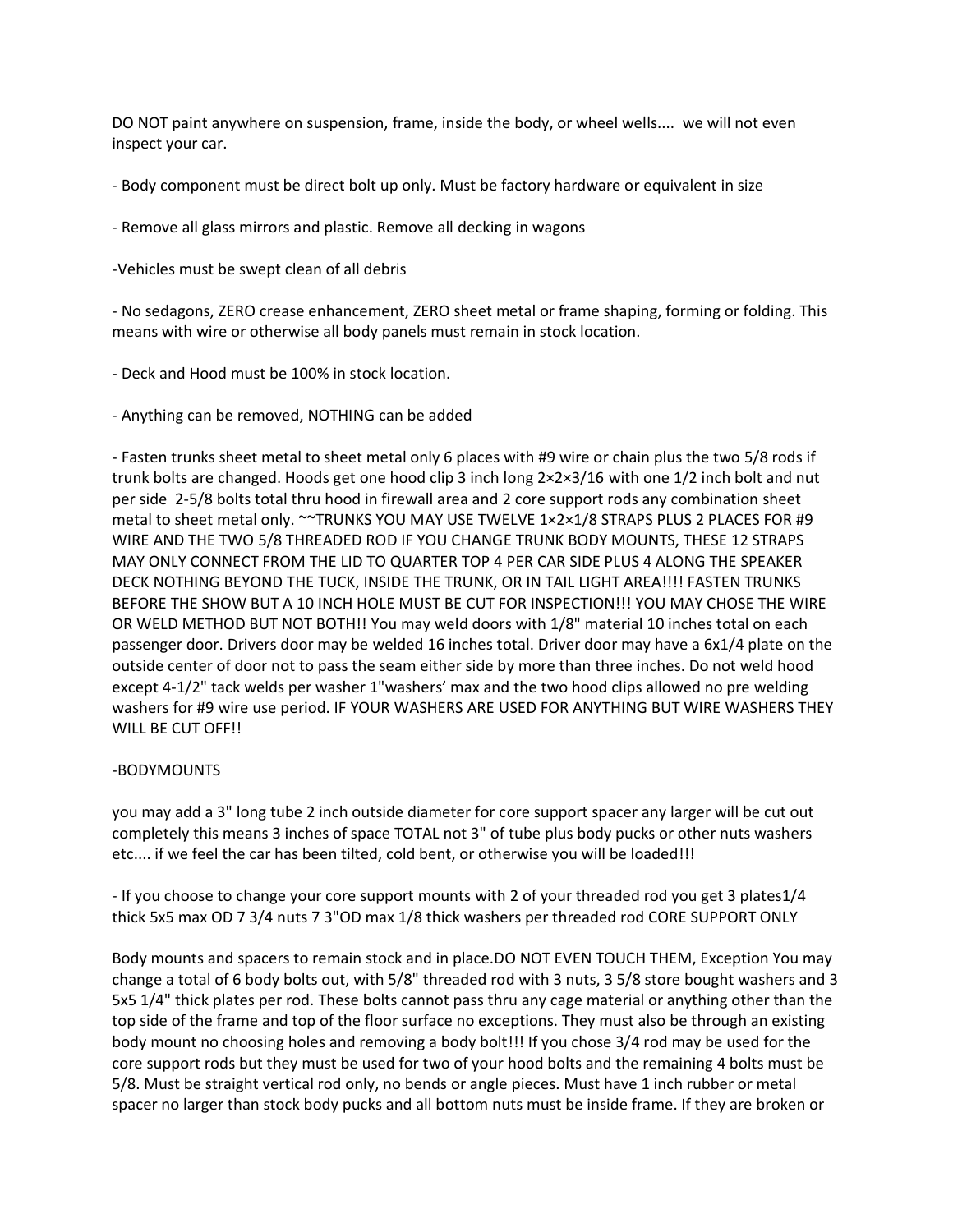DO NOT paint anywhere on suspension, frame, inside the body, or wheel wells.... we will not even inspect your car.

- Body component must be direct bolt up only. Must be factory hardware or equivalent in size

- Remove all glass mirrors and plastic. Remove all decking in wagons

-Vehicles must be swept clean of all debris

- No sedagons, ZERO crease enhancement, ZERO sheet metal or frame shaping, forming or folding. This means with wire or otherwise all body panels must remain in stock location.

- Deck and Hood must be 100% in stock location.

- Anything can be removed, NOTHING can be added

- Fasten trunks sheet metal to sheet metal only 6 places with #9 wire or chain plus the two 5/8 rods if trunk bolts are changed. Hoods get one hood clip 3 inch long 2×2×3/16 with one 1/2 inch bolt and nut per side 2-5/8 bolts total thru hood in firewall area and 2 core support rods any combination sheet metal to sheet metal only. ~~TRUNKS YOU MAY USE TWELVE 1×2×1/8 STRAPS PLUS 2 PLACES FOR #9 WIRE AND THE TWO 5/8 THREADED ROD IF YOU CHANGE TRUNK BODY MOUNTS, THESE 12 STRAPS MAY ONLY CONNECT FROM THE LID TO QUARTER TOP 4 PER CAR SIDE PLUS 4 ALONG THE SPEAKER DECK NOTHING BEYOND THE TUCK, INSIDE THE TRUNK, OR IN TAIL LIGHT AREA!!!! FASTEN TRUNKS BEFORE THE SHOW BUT A 10 INCH HOLE MUST BE CUT FOR INSPECTION!!! YOU MAY CHOSE THE WIRE OR WELD METHOD BUT NOT BOTH!! You may weld doors with 1/8" material 10 inches total on each passenger door. Drivers door may be welded 16 inches total. Driver door may have a 6x1/4 plate on the outside center of door not to pass the seam either side by more than three inches. Do not weld hood except 4-1/2" tack welds per washer 1"washers' max and the two hood clips allowed no pre welding washers for #9 wire use period. IF YOUR WASHERS ARE USED FOR ANYTHING BUT WIRE WASHERS THEY WILL BE CUT OFF!!

-BODYMOUNTS

you may add a 3" long tube 2 inch outside diameter for core support spacer any larger will be cut out completely this means 3 inches of space TOTAL not 3" of tube plus body pucks or other nuts washers etc.... if we feel the car has been tilted, cold bent, or otherwise you will be loaded!!!

- If you choose to change your core support mounts with 2 of your threaded rod you get 3 plates1/4 thick 5x5 max OD 7 3/4 nuts 7 3"OD max 1/8 thick washers per threaded rod CORE SUPPORT ONLY

Body mounts and spacers to remain stock and in place.DO NOT EVEN TOUCH THEM, Exception You may change a total of 6 body bolts out, with 5/8" threaded rod with 3 nuts, 3 5/8 store bought washers and 3 5x5 1/4" thick plates per rod. These bolts cannot pass thru any cage material or anything other than the top side of the frame and top of the floor surface no exceptions. They must also be through an existing body mount no choosing holes and removing a body bolt!!! If you chose 3/4 rod may be used for the core support rods but they must be used for two of your hood bolts and the remaining 4 bolts must be 5/8. Must be straight vertical rod only, no bends or angle pieces. Must have 1 inch rubber or metal spacer no larger than stock body pucks and all bottom nuts must be inside frame. If they are broken or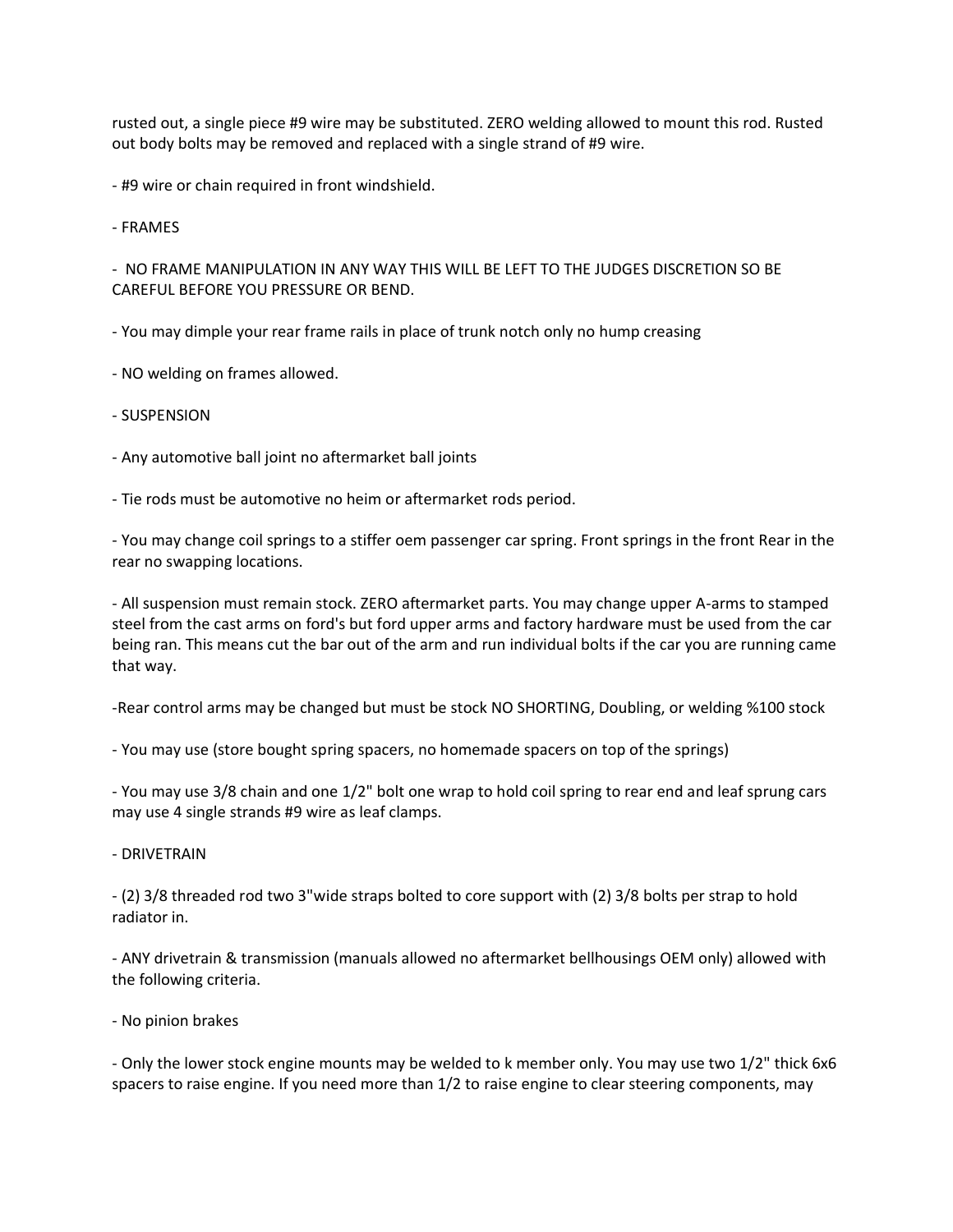rusted out, a single piece #9 wire may be substituted. ZERO welding allowed to mount this rod. Rusted out body bolts may be removed and replaced with a single strand of #9 wire.

- #9 wire or chain required in front windshield.

- FRAMES

- NO FRAME MANIPULATION IN ANY WAY THIS WILL BE LEFT TO THE JUDGES DISCRETION SO BE CAREFUL BEFORE YOU PRESSURE OR BEND.

- You may dimple your rear frame rails in place of trunk notch only no hump creasing

- NO welding on frames allowed.

- SUSPENSION

- Any automotive ball joint no aftermarket ball joints

- Tie rods must be automotive no heim or aftermarket rods period.

- You may change coil springs to a stiffer oem passenger car spring. Front springs in the front Rear in the rear no swapping locations.

- All suspension must remain stock. ZERO aftermarket parts. You may change upper A-arms to stamped steel from the cast arms on ford's but ford upper arms and factory hardware must be used from the car being ran. This means cut the bar out of the arm and run individual bolts if the car you are running came that way.

-Rear control arms may be changed but must be stock NO SHORTING, Doubling, or welding %100 stock

- You may use (store bought spring spacers, no homemade spacers on top of the springs)

- You may use 3/8 chain and one 1/2" bolt one wrap to hold coil spring to rear end and leaf sprung cars may use 4 single strands #9 wire as leaf clamps.

- DRIVETRAIN

- (2) 3/8 threaded rod two 3"wide straps bolted to core support with (2) 3/8 bolts per strap to hold radiator in.

- ANY drivetrain & transmission (manuals allowed no aftermarket bellhousings OEM only) allowed with the following criteria.

- No pinion brakes

- Only the lower stock engine mounts may be welded to k member only. You may use two 1/2" thick 6x6 spacers to raise engine. If you need more than 1/2 to raise engine to clear steering components, may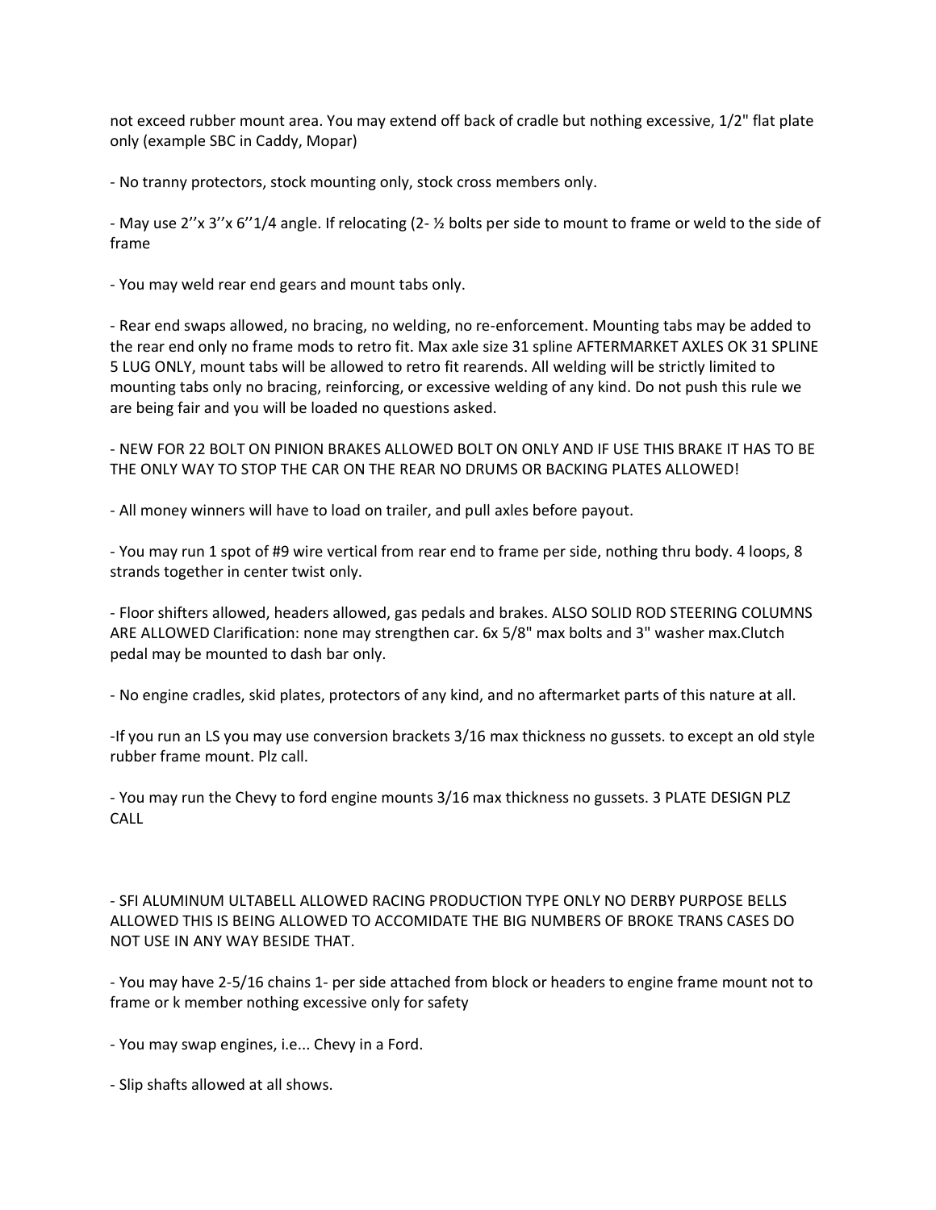not exceed rubber mount area. You may extend off back of cradle but nothing excessive, 1/2" flat plate only (example SBC in Caddy, Mopar)

- No tranny protectors, stock mounting only, stock cross members only.

- May use 2''x 3''x 6''1/4 angle. If relocating (2- ½ bolts per side to mount to frame or weld to the side of frame

- You may weld rear end gears and mount tabs only.

- Rear end swaps allowed, no bracing, no welding, no re-enforcement. Mounting tabs may be added to the rear end only no frame mods to retro fit. Max axle size 31 spline AFTERMARKET AXLES OK 31 SPLINE 5 LUG ONLY, mount tabs will be allowed to retro fit rearends. All welding will be strictly limited to mounting tabs only no bracing, reinforcing, or excessive welding of any kind. Do not push this rule we are being fair and you will be loaded no questions asked.

- NEW FOR 22 BOLT ON PINION BRAKES ALLOWED BOLT ON ONLY AND IF USE THIS BRAKE IT HAS TO BE THE ONLY WAY TO STOP THE CAR ON THE REAR NO DRUMS OR BACKING PLATES ALLOWED!

- All money winners will have to load on trailer, and pull axles before payout.

- You may run 1 spot of #9 wire vertical from rear end to frame per side, nothing thru body. 4 loops, 8 strands together in center twist only.

- Floor shifters allowed, headers allowed, gas pedals and brakes. ALSO SOLID ROD STEERING COLUMNS ARE ALLOWED Clarification: none may strengthen car. 6x 5/8" max bolts and 3" washer max.Clutch pedal may be mounted to dash bar only.

- No engine cradles, skid plates, protectors of any kind, and no aftermarket parts of this nature at all.

-If you run an LS you may use conversion brackets 3/16 max thickness no gussets. to except an old style rubber frame mount. Plz call.

- You may run the Chevy to ford engine mounts 3/16 max thickness no gussets. 3 PLATE DESIGN PLZ CALL

- SFI ALUMINUM ULTABELL ALLOWED RACING PRODUCTION TYPE ONLY NO DERBY PURPOSE BELLS ALLOWED THIS IS BEING ALLOWED TO ACCOMIDATE THE BIG NUMBERS OF BROKE TRANS CASES DO NOT USE IN ANY WAY BESIDE THAT.

- You may have 2-5/16 chains 1- per side attached from block or headers to engine frame mount not to frame or k member nothing excessive only for safety

- You may swap engines, i.e... Chevy in a Ford.

- Slip shafts allowed at all shows.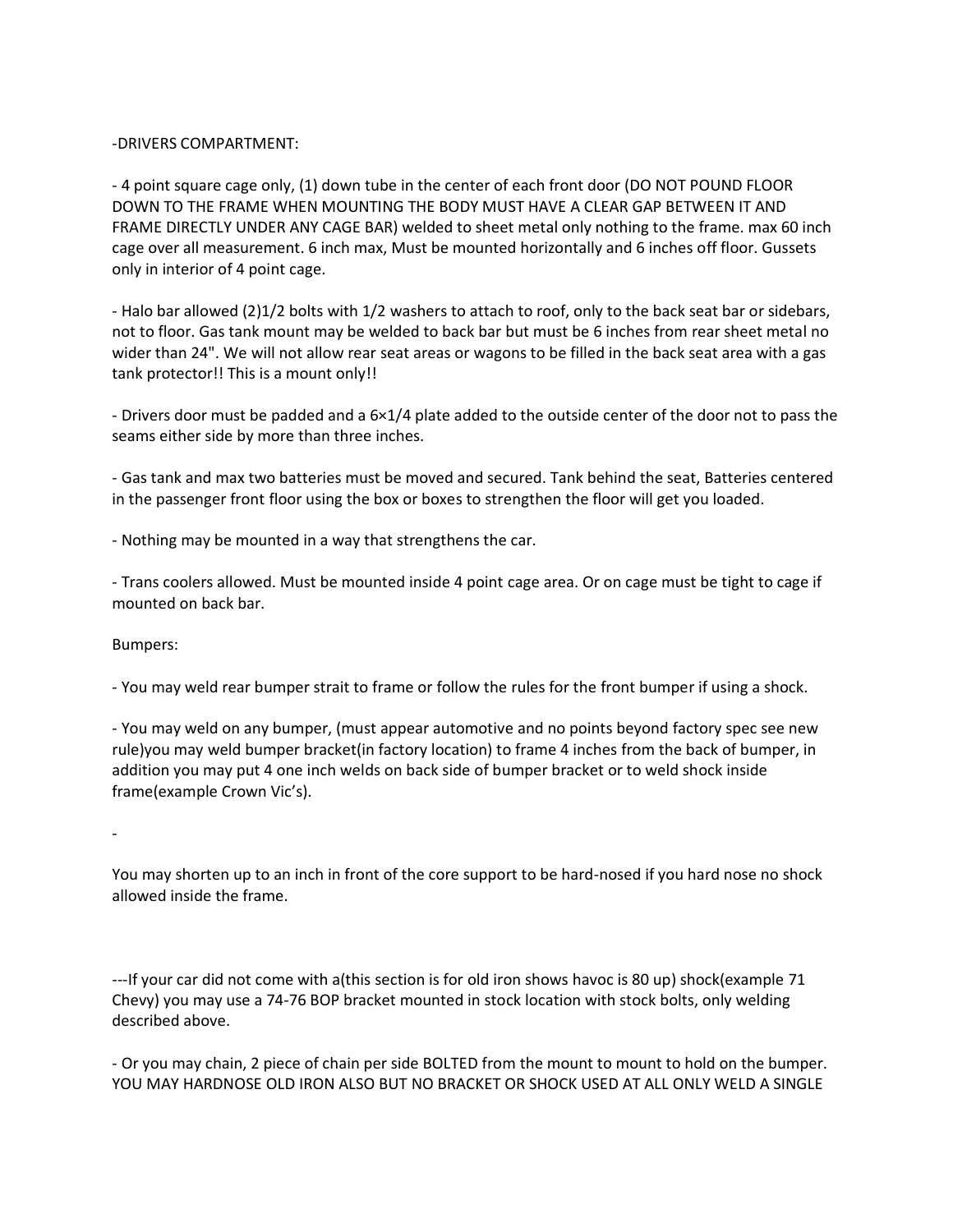-DRIVERS COMPARTMENT:

- 4 point square cage only, (1) down tube in the center of each front door (DO NOT POUND FLOOR DOWN TO THE FRAME WHEN MOUNTING THE BODY MUST HAVE A CLEAR GAP BETWEEN IT AND FRAME DIRECTLY UNDER ANY CAGE BAR) welded to sheet metal only nothing to the frame. max 60 inch cage over all measurement. 6 inch max, Must be mounted horizontally and 6 inches off floor. Gussets only in interior of 4 point cage.

- Halo bar allowed (2)1/2 bolts with 1/2 washers to attach to roof, only to the back seat bar or sidebars, not to floor. Gas tank mount may be welded to back bar but must be 6 inches from rear sheet metal no wider than 24". We will not allow rear seat areas or wagons to be filled in the back seat area with a gas tank protector!! This is a mount only!!

- Drivers door must be padded and a 6×1/4 plate added to the outside center of the door not to pass the seams either side by more than three inches.

- Gas tank and max two batteries must be moved and secured. Tank behind the seat, Batteries centered in the passenger front floor using the box or boxes to strengthen the floor will get you loaded.

- Nothing may be mounted in a way that strengthens the car.

- Trans coolers allowed. Must be mounted inside 4 point cage area. Or on cage must be tight to cage if mounted on back bar.

Bumpers:

- You may weld rear bumper strait to frame or follow the rules for the front bumper if using a shock.

- You may weld on any bumper, (must appear automotive and no points beyond factory spec see new rule)you may weld bumper bracket(in factory location) to frame 4 inches from the back of bumper, in addition you may put 4 one inch welds on back side of bumper bracket or to weld shock inside frame(example Crown Vic's).

-

You may shorten up to an inch in front of the core support to be hard-nosed if you hard nose no shock allowed inside the frame.

---If your car did not come with a(this section is for old iron shows havoc is 80 up) shock(example 71 Chevy) you may use a 74-76 BOP bracket mounted in stock location with stock bolts, only welding described above.

- Or you may chain, 2 piece of chain per side BOLTED from the mount to mount to hold on the bumper. YOU MAY HARDNOSE OLD IRON ALSO BUT NO BRACKET OR SHOCK USED AT ALL ONLY WELD A SINGLE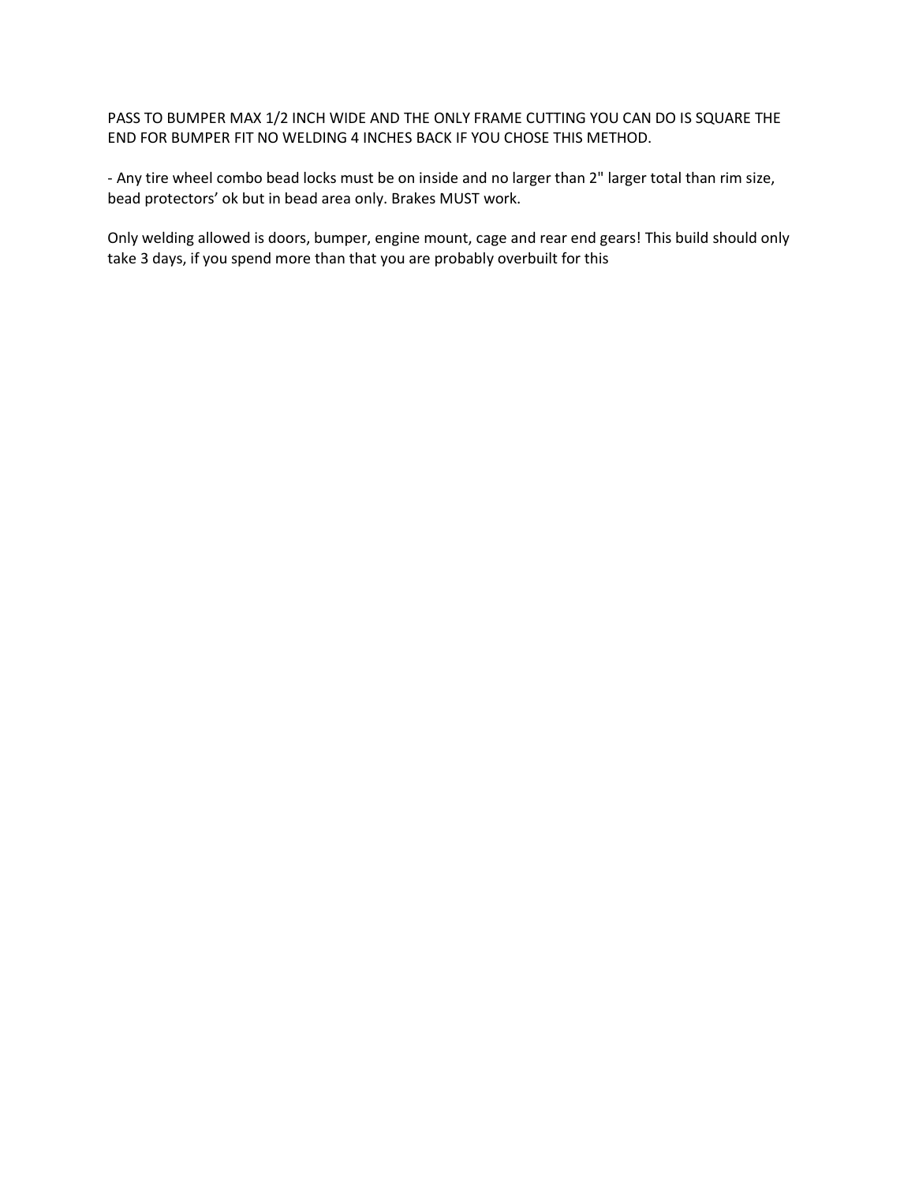PASS TO BUMPER MAX 1/2 INCH WIDE AND THE ONLY FRAME CUTTING YOU CAN DO IS SQUARE THE END FOR BUMPER FIT NO WELDING 4 INCHES BACK IF YOU CHOSE THIS METHOD.

- Any tire wheel combo bead locks must be on inside and no larger than 2" larger total than rim size, bead protectors' ok but in bead area only. Brakes MUST work.

Only welding allowed is doors, bumper, engine mount, cage and rear end gears! This build should only take 3 days, if you spend more than that you are probably overbuilt for this